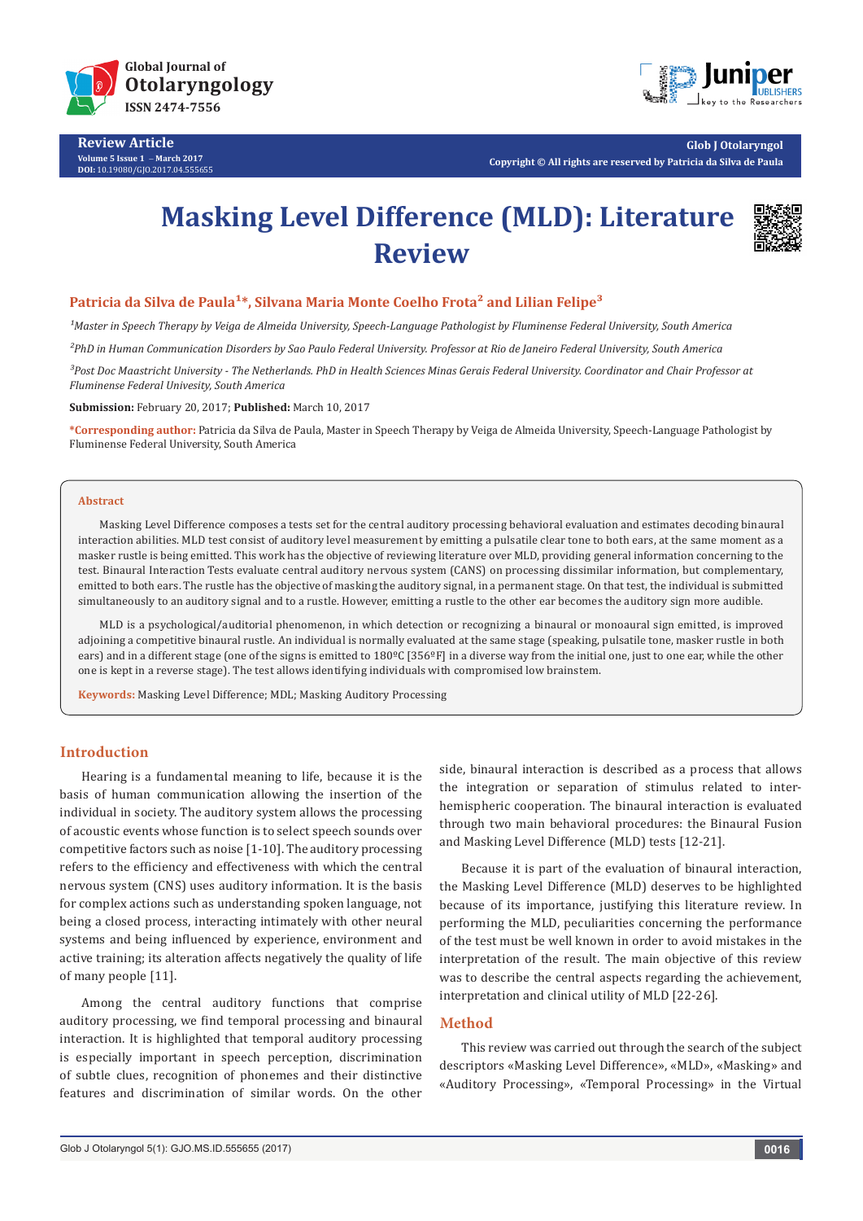Review Article
Volume 5 Issue 1 – March 2017
DOI: 10.19080/GJO.2017.04.555655

Glob J Otolaryngol
Copyright © All rights are reserved by Patricia da Silva de Paula

# Masking Level Difference (MLD): Literature Review

**Patricia da Silva de Paula[1]*, Silvana Maria Monte Coelho Frota[2] and Lilian Felipe[3]**

[1]*Master in Speech Therapy by Veiga de Almeida University, Speech-Language Pathologist by Fluminense Federal University, South America*

[2]*PhD in Human Communication Disorders by Sao Paulo Federal University. Professor at Rio de Janeiro Federal University, South America*

[3]*Post Doc Maastricht University - The Netherlands. PhD in Health Sciences Minas Gerais Federal University. Coordinator and Chair Professor at Fluminense Federal Univesity, South America*

**Submission:** February 20, 2017; **Published:** March 10, 2017

**\*Corresponding author:** Patricia da Silva de Paula, Master in Speech Therapy by Veiga de Almeida University, Speech-Language Pathologist by Fluminense Federal University, South America

## Abstract

Masking Level Difference composes a tests set for the central auditory processing behavioral evaluation and estimates decoding binaural interaction abilities. MLD test consist of auditory level measurement by emitting a pulsatile clear tone to both ears, at the same moment as a masker rustle is being emitted. This work has the objective of reviewing literature over MLD, providing general information concerning to the test. Binaural Interaction Tests evaluate central auditory nervous system (CANS) on processing dissimilar information, but complementary, emitted to both ears. The rustle has the objective of masking the auditory signal, in a permanent stage. On that test, the individual is submitted simultaneously to an auditory signal and to a rustle. However, emitting a rustle to the other ear becomes the auditory sign more audible.

MLD is a psychological/auditorial phenomenon, in which detection or recognizing a binaural or monoaural sign emitted, is improved adjoining a competitive binaural rustle. An individual is normally evaluated at the same stage (speaking, pulsatile tone, masker rustle in both ears) and in a different stage (one of the signs is emitted to 180ºC [356ºF] in a diverse way from the initial one, just to one ear, while the other one is kept in a reverse stage). The test allows identifying individuals with compromised low brainstem.

**Keywords:** Masking Level Difference; MDL; Masking Auditory Processing

## Introduction

Hearing is a fundamental meaning to life, because it is the basis of human communication allowing the insertion of the individual in society. The auditory system allows the processing of acoustic events whose function is to select speech sounds over competitive factors such as noise [1-10]. The auditory processing refers to the efficiency and effectiveness with which the central nervous system (CNS) uses auditory information. It is the basis for complex actions such as understanding spoken language, not being a closed process, interacting intimately with other neural systems and being influenced by experience, environment and active training; its alteration affects negatively the quality of life of many people [11].

Among the central auditory functions that comprise auditory processing, we find temporal processing and binaural interaction. It is highlighted that temporal auditory processing is especially important in speech perception, discrimination of subtle clues, recognition of phonemes and their distinctive features and discrimination of similar words. On the other side, binaural interaction is described as a process that allows the integration or separation of stimulus related to inter-hemispheric cooperation. The binaural interaction is evaluated through two main behavioral procedures: the Binaural Fusion and Masking Level Difference (MLD) tests [12-21].

Because it is part of the evaluation of binaural interaction, the Masking Level Difference (MLD) deserves to be highlighted because of its importance, justifying this literature review. In performing the MLD, peculiarities concerning the performance of the test must be well known in order to avoid mistakes in the interpretation of the result. The main objective of this review was to describe the central aspects regarding the achievement, interpretation and clinical utility of MLD [22-26].

## Method

This review was carried out through the search of the subject descriptors «Masking Level Difference», «MLD», «Masking» and «Auditory Processing», «Temporal Processing» in the Virtual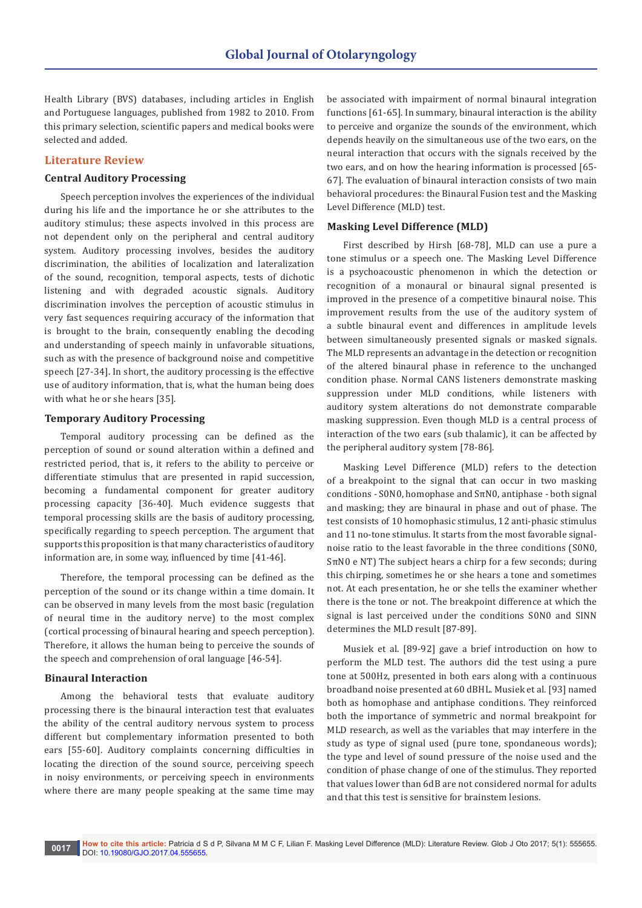Health Library (BVS) databases, including articles in English and Portuguese languages, published from 1982 to 2010. From this primary selection, scientific papers and medical books were selected and added.

## Literature Review

### Central Auditory Processing

Speech perception involves the experiences of the individual during his life and the importance he or she attributes to the auditory stimulus; these aspects involved in this process are not dependent only on the peripheral and central auditory system. Auditory processing involves, besides the auditory discrimination, the abilities of localization and lateralization of the sound, recognition, temporal aspects, tests of dichotic listening and with degraded acoustic signals. Auditory discrimination involves the perception of acoustic stimulus in very fast sequences requiring accuracy of the information that is brought to the brain, consequently enabling the decoding and understanding of speech mainly in unfavorable situations, such as with the presence of background noise and competitive speech [27-34]. In short, the auditory processing is the effective use of auditory information, that is, what the human being does with what he or she hears [35].

### Temporary Auditory Processing

Temporal auditory processing can be defined as the perception of sound or sound alteration within a defined and restricted period, that is, it refers to the ability to perceive or differentiate stimulus that are presented in rapid succession, becoming a fundamental component for greater auditory processing capacity [36-40]. Much evidence suggests that temporal processing skills are the basis of auditory processing, specifically regarding to speech perception. The argument that supports this proposition is that many characteristics of auditory information are, in some way, influenced by time [41-46].

Therefore, the temporal processing can be defined as the perception of the sound or its change within a time domain. It can be observed in many levels from the most basic (regulation of neural time in the auditory nerve) to the most complex (cortical processing of binaural hearing and speech perception). Therefore, it allows the human being to perceive the sounds of the speech and comprehension of oral language [46-54].

### Binaural Interaction

Among the behavioral tests that evaluate auditory processing there is the binaural interaction test that evaluates the ability of the central auditory nervous system to process different but complementary information presented to both ears [55-60]. Auditory complaints concerning difficulties in locating the direction of the sound source, perceiving speech in noisy environments, or perceiving speech in environments where there are many people speaking at the same time may be associated with impairment of normal binaural integration functions [61-65]. In summary, binaural interaction is the ability to perceive and organize the sounds of the environment, which depends heavily on the simultaneous use of the two ears, on the neural interaction that occurs with the signals received by the two ears, and on how the hearing information is processed [65-67]. The evaluation of binaural interaction consists of two main behavioral procedures: the Binaural Fusion test and the Masking Level Difference (MLD) test.

### Masking Level Difference (MLD)

First described by Hirsh [68-78], MLD can use a pure a tone stimulus or a speech one. The Masking Level Difference is a psychoacoustic phenomenon in which the detection or recognition of a monaural or binaural signal presented is improved in the presence of a competitive binaural noise. This improvement results from the use of the auditory system of a subtle binaural event and differences in amplitude levels between simultaneously presented signals or masked signals. The MLD represents an advantage in the detection or recognition of the altered binaural phase in reference to the unchanged condition phase. Normal CANS listeners demonstrate masking suppression under MLD conditions, while listeners with auditory system alterations do not demonstrate comparable masking suppression. Even though MLD is a central process of interaction of the two ears (sub thalamic), it can be affected by the peripheral auditory system [78-86].

Masking Level Difference (MLD) refers to the detection of a breakpoint to the signal that can occur in two masking conditions - S0N0, homophase and SπN0, antiphase - both signal and masking; they are binaural in phase and out of phase. The test consists of 10 homophasic stimulus, 12 anti-phasic stimulus and 11 no-tone stimulus. It starts from the most favorable signal-noise ratio to the least favorable in the three conditions (S0N0, SπN0 e NT) The subject hears a chirp for a few seconds; during this chirping, sometimes he or she hears a tone and sometimes not. At each presentation, he or she tells the examiner whether there is the tone or not. The breakpoint difference at which the signal is last perceived under the conditions S0N0 and SINN determines the MLD result [87-89].

Musiek et al. [89-92] gave a brief introduction on how to perform the MLD test. The authors did the test using a pure tone at 500Hz, presented in both ears along with a continuous broadband noise presented at 60 dBHL. Musiek et al. [93] named both as homophase and antiphase conditions. They reinforced both the importance of symmetric and normal breakpoint for MLD research, as well as the variables that may interfere in the study as type of signal used (pure tone, spondaneous words); the type and level of sound pressure of the noise used and the condition of phase change of one of the stimulus. They reported that values lower than 6dB are not considered normal for adults and that this test is sensitive for brainstem lesions.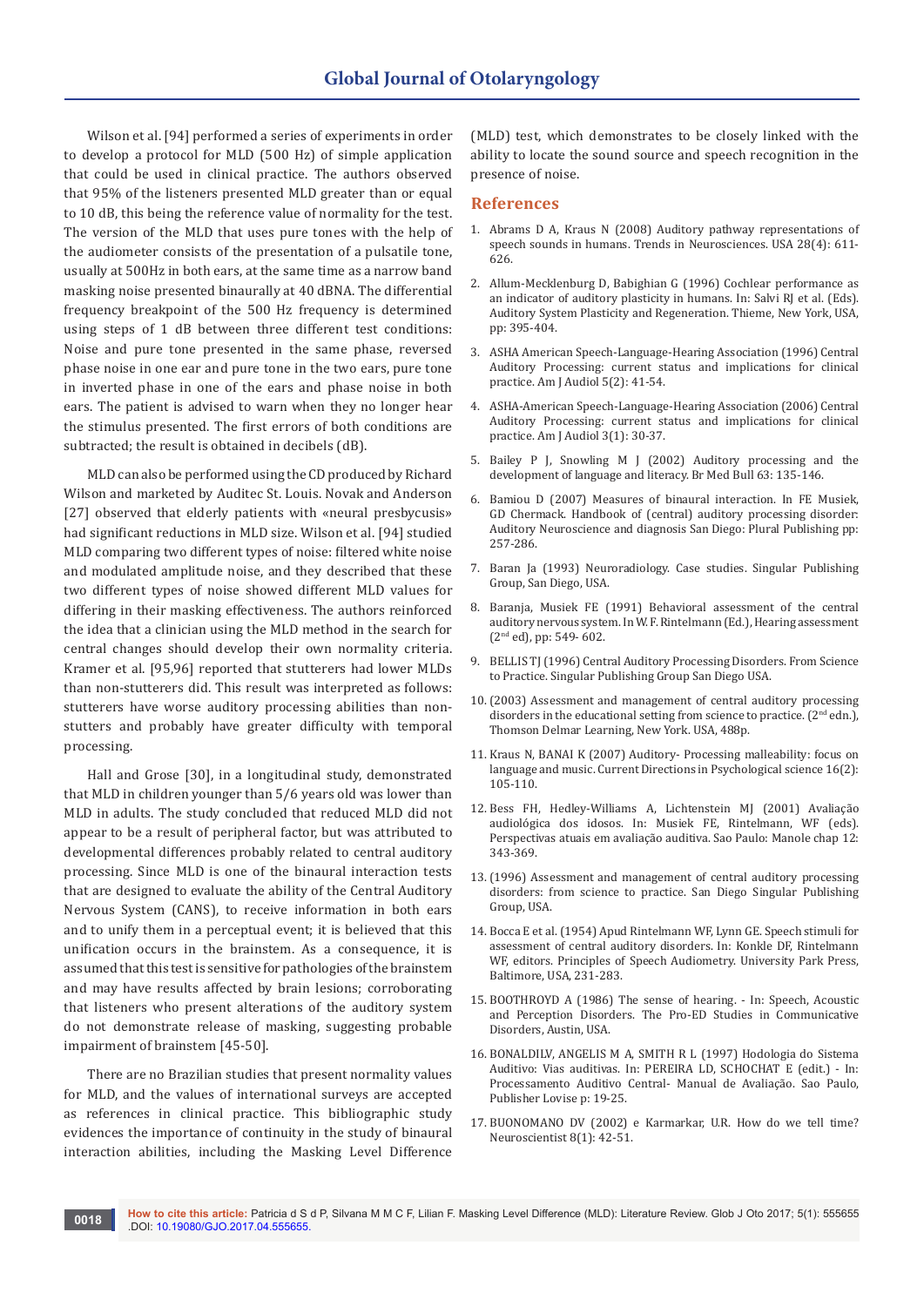Wilson et al. [94] performed a series of experiments in order to develop a protocol for MLD (500 Hz) of simple application that could be used in clinical practice. The authors observed that 95% of the listeners presented MLD greater than or equal to 10 dB, this being the reference value of normality for the test. The version of the MLD that uses pure tones with the help of the audiometer consists of the presentation of a pulsatile tone, usually at 500Hz in both ears, at the same time as a narrow band masking noise presented binaurally at 40 dBNA. The differential frequency breakpoint of the 500 Hz frequency is determined using steps of 1 dB between three different test conditions: Noise and pure tone presented in the same phase, reversed phase noise in one ear and pure tone in the two ears, pure tone in inverted phase in one of the ears and phase noise in both ears. The patient is advised to warn when they no longer hear the stimulus presented. The first errors of both conditions are subtracted; the result is obtained in decibels (dB).

MLD can also be performed using the CD produced by Richard Wilson and marketed by Auditec St. Louis. Novak and Anderson [27] observed that elderly patients with «neural presbycusis» had significant reductions in MLD size. Wilson et al. [94] studied MLD comparing two different types of noise: filtered white noise and modulated amplitude noise, and they described that these two different types of noise showed different MLD values for differing in their masking effectiveness. The authors reinforced the idea that a clinician using the MLD method in the search for central changes should develop their own normality criteria. Kramer et al. [95,96] reported that stutterers had lower MLDs than non-stutterers did. This result was interpreted as follows: stutterers have worse auditory processing abilities than non-stutters and probably have greater difficulty with temporal processing.

Hall and Grose [30], in a longitudinal study, demonstrated that MLD in children younger than 5/6 years old was lower than MLD in adults. The study concluded that reduced MLD did not appear to be a result of peripheral factor, but was attributed to developmental differences probably related to central auditory processing. Since MLD is one of the binaural interaction tests that are designed to evaluate the ability of the Central Auditory Nervous System (CANS), to receive information in both ears and to unify them in a perceptual event; it is believed that this unification occurs in the brainstem. As a consequence, it is assumed that this test is sensitive for pathologies of the brainstem and may have results affected by brain lesions; corroborating that listeners who present alterations of the auditory system do not demonstrate release of masking, suggesting probable impairment of brainstem [45-50].

There are no Brazilian studies that present normality values for MLD, and the values of international surveys are accepted as references in clinical practice. This bibliographic study evidences the importance of continuity in the study of binaural interaction abilities, including the Masking Level Difference (MLD) test, which demonstrates to be closely linked with the ability to locate the sound source and speech recognition in the presence of noise.

## References

1. Abrams D A, Kraus N (2008) Auditory pathway representations of speech sounds in humans. Trends in Neurosciences. USA 28(4): 611-626.
2. Allum-Mecklenburg D, Babighian G (1996) Cochlear performance as an indicator of auditory plasticity in humans. In: Salvi RJ et al. (Eds). Auditory System Plasticity and Regeneration. Thieme, New York, USA, pp: 395-404.
3. ASHA American Speech-Language-Hearing Association (1996) Central Auditory Processing: current status and implications for clinical practice. Am J Audiol 5(2): 41-54.
4. ASHA-American Speech-Language-Hearing Association (2006) Central Auditory Processing: current status and implications for clinical practice. Am J Audiol 3(1): 30-37.
5. Bailey P J, Snowling M J (2002) Auditory processing and the development of language and literacy. Br Med Bull 63: 135-146.
6. Bamiou D (2007) Measures of binaural interaction. In FE Musiek, GD Chermack. Handbook of (central) auditory processing disorder: Auditory Neuroscience and diagnosis San Diego: Plural Publishing pp: 257-286.
7. Baran Ja (1993) Neuroradiology. Case studies. Singular Publishing Group, San Diego, USA.
8. Baranja, Musiek FE (1991) Behavioral assessment of the central auditory nervous system. In W. F. Rintelmann (Ed.), Hearing assessment (2nd ed), pp: 549- 602.
9. BELLIS TJ (1996) Central Auditory Processing Disorders. From Science to Practice. Singular Publishing Group San Diego USA.
10. (2003) Assessment and management of central auditory processing disorders in the educational setting from science to practice. (2nd edn.), Thomson Delmar Learning, New York. USA, 488p.
11. Kraus N, BANAI K (2007) Auditory- Processing malleability: focus on language and music. Current Directions in Psychological science 16(2): 105-110.
12. Bess FH, Hedley-Williams A, Lichtenstein MJ (2001) Avaliação audiológica dos idosos. In: Musiek FE, Rintelmann, WF (eds). Perspectivas atuais em avaliação auditiva. Sao Paulo: Manole chap 12: 343-369.
13. (1996) Assessment and management of central auditory processing disorders: from science to practice. San Diego Singular Publishing Group, USA.
14. Bocca E et al. (1954) Apud Rintelmann WF, Lynn GE. Speech stimuli for assessment of central auditory disorders. In: Konkle DF, Rintelmann WF, editors. Principles of Speech Audiometry. University Park Press, Baltimore, USA, 231-283.
15. BOOTHROYD A (1986) The sense of hearing. - In: Speech, Acoustic and Perception Disorders. The Pro-ED Studies in Communicative Disorders, Austin, USA.
16. BONALDILV, ANGELIS M A, SMITH R L (1997) Hodologia do Sistema Auditivo: Vias auditivas. In: PEREIRA LD, SCHOCHAT E (edit.) - In: Processamento Auditivo Central- Manual de Avaliação. Sao Paulo, Publisher Lovise p: 19-25.
17. BUONOMANO DV (2002) e Karmarkar, U.R. How do we tell time? Neuroscientist 8(1): 42-51.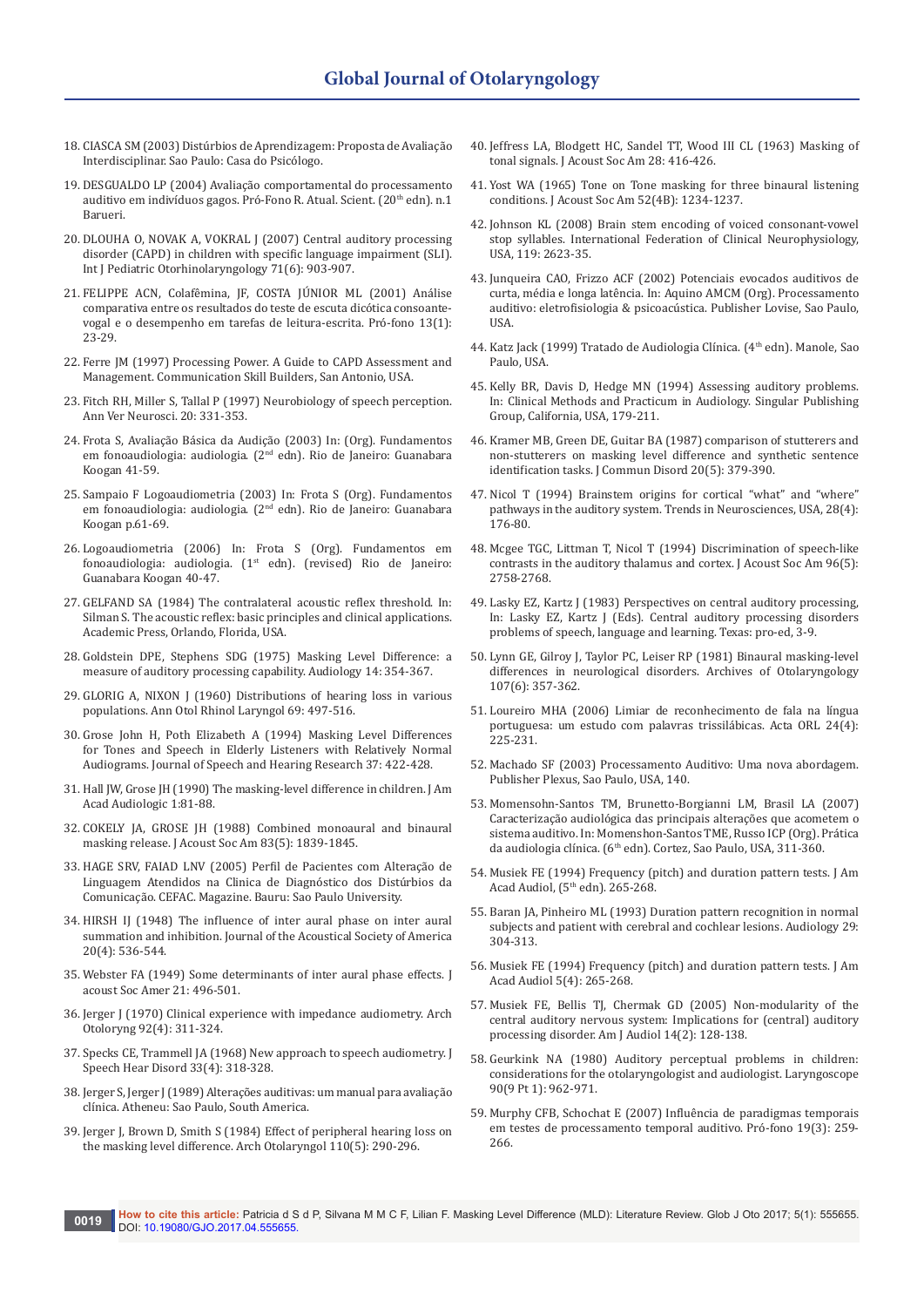18. CIASCA SM (2003) Distúrbios de Aprendizagem: Proposta de Avaliação Interdisciplinar. Sao Paulo: Casa do Psicólogo.

19. DESGUALDO LP (2004) Avaliação comportamental do processamento auditivo em indivíduos gagos. Pró-Fono R. Atual. Scient. (20th edn). n.1 Barueri.

20. DLOUHA O, NOVAK A, VOKRAL J (2007) Central auditory processing disorder (CAPD) in children with specific language impairment (SLI). Int J Pediatric Otorhinolaryngology 71(6): 903-907.

21. FELIPPE ACN, Colafêmina, JF, COSTA JÚNIOR ML (2001) Análise comparativa entre os resultados do teste de escuta dicótica consoante-vogal e o desempenho em tarefas de leitura-escrita. Pró-fono 13(1): 23-29.

22. Ferre JM (1997) Processing Power. A Guide to CAPD Assessment and Management. Communication Skill Builders, San Antonio, USA.

23. Fitch RH, Miller S, Tallal P (1997) Neurobiology of speech perception. Ann Ver Neurosci. 20: 331-353.

24. Frota S, Avaliação Básica da Audição (2003) In: (Org). Fundamentos em fonoaudiologia: audiologia. (2nd edn). Rio de Janeiro: Guanabara Koogan 41-59.

25. Sampaio F Logoaudiometria (2003) In: Frota S (Org). Fundamentos em fonoaudiologia: audiologia. (2nd edn). Rio de Janeiro: Guanabara Koogan p.61-69.

26. Logoaudiometria (2006) In: Frota S (Org). Fundamentos em fonoaudiologia: audiologia. (1st edn). (revised) Rio de Janeiro: Guanabara Koogan 40-47.

27. GELFAND SA (1984) The contralateral acoustic reflex threshold. In: Silman S. The acoustic reflex: basic principles and clinical applications. Academic Press, Orlando, Florida, USA.

28. Goldstein DPE, Stephens SDG (1975) Masking Level Difference: a measure of auditory processing capability. Audiology 14: 354-367.

29. GLORIG A, NIXON J (1960) Distributions of hearing loss in various populations. Ann Otol Rhinol Laryngol 69: 497-516.

30. Grose John H, Poth Elizabeth A (1994) Masking Level Differences for Tones and Speech in Elderly Listeners with Relatively Normal Audiograms. Journal of Speech and Hearing Research 37: 422-428.

31. Hall JW, Grose JH (1990) The masking-level difference in children. J Am Acad Audiologic 1:81-88.

32. COKELY JA, GROSE JH (1988) Combined monoaural and binaural masking release. J Acoust Soc Am 83(5): 1839-1845.

33. HAGE SRV, FAIAD LNV (2005) Perfil de Pacientes com Alteração de Linguagem Atendidos na Clinica de Diagnóstico dos Distúrbios da Comunicação. CEFAC. Magazine. Bauru: Sao Paulo University.

34. HIRSH IJ (1948) The influence of inter aural phase on inter aural summation and inhibition. Journal of the Acoustical Society of America 20(4): 536-544.

35. Webster FA (1949) Some determinants of inter aural phase effects. J acoust Soc Amer 21: 496-501.

36. Jerger J (1970) Clinical experience with impedance audiometry. Arch Otoloryng 92(4): 311-324.

37. Specks CE, Trammell JA (1968) New approach to speech audiometry. J Speech Hear Disord 33(4): 318-328.

38. Jerger S, Jerger J (1989) Alterações auditivas: um manual para avaliação clínica. Atheneu: Sao Paulo, South America.

39. Jerger J, Brown D, Smith S (1984) Effect of peripheral hearing loss on the masking level difference. Arch Otolaryngol 110(5): 290-296.

40. Jeffress LA, Blodgett HC, Sandel TT, Wood III CL (1963) Masking of tonal signals. J Acoust Soc Am 28: 416-426.

41. Yost WA (1965) Tone on Tone masking for three binaural listening conditions. J Acoust Soc Am 52(4B): 1234-1237.

42. Johnson KL (2008) Brain stem encoding of voiced consonant-vowel stop syllables. International Federation of Clinical Neurophysiology, USA, 119: 2623-35.

43. Junqueira CAO, Frizzo ACF (2002) Potenciais evocados auditivos de curta, média e longa latência. In: Aquino AMCM (Org). Processamento auditivo: eletrofisiologia & psicoacústica. Publisher Lovise, Sao Paulo, USA.

44. Katz Jack (1999) Tratado de Audiologia Clínica. (4th edn). Manole, Sao Paulo, USA.

45. Kelly BR, Davis D, Hedge MN (1994) Assessing auditory problems. In: Clinical Methods and Practicum in Audiology. Singular Publishing Group, California, USA, 179-211.

46. Kramer MB, Green DE, Guitar BA (1987) comparison of stutterers and non-stutterers on masking level difference and synthetic sentence identification tasks. J Commun Disord 20(5): 379-390.

47. Nicol T (1994) Brainstem origins for cortical "what" and "where" pathways in the auditory system. Trends in Neurosciences, USA, 28(4): 176-80.

48. Mcgee TGC, Littman T, Nicol T (1994) Discrimination of speech-like contrasts in the auditory thalamus and cortex. J Acoust Soc Am 96(5): 2758-2768.

49. Lasky EZ, Kartz J (1983) Perspectives on central auditory processing, In: Lasky EZ, Kartz J (Eds). Central auditory processing disorders problems of speech, language and learning. Texas: pro-ed, 3-9.

50. Lynn GE, Gilroy J, Taylor PC, Leiser RP (1981) Binaural masking-level differences in neurological disorders. Archives of Otolaryngology 107(6): 357-362.

51. Loureiro MHA (2006) Limiar de reconhecimento de fala na língua portuguesa: um estudo com palavras trissilábicas. Acta ORL 24(4): 225-231.

52. Machado SF (2003) Processamento Auditivo: Uma nova abordagem. Publisher Plexus, Sao Paulo, USA, 140.

53. Momensohn-Santos TM, Brunetto-Borgianni LM, Brasil LA (2007) Caracterização audiológica das principais alterações que acometem o sistema auditivo. In: Momenshon-Santos TME, Russo ICP (Org). Prática da audiologia clínica. (6th edn). Cortez, Sao Paulo, USA, 311-360.

54. Musiek FE (1994) Frequency (pitch) and duration pattern tests. J Am Acad Audiol, (5th edn). 265-268.

55. Baran JA, Pinheiro ML (1993) Duration pattern recognition in normal subjects and patient with cerebral and cochlear lesions. Audiology 29: 304-313.

56. Musiek FE (1994) Frequency (pitch) and duration pattern tests. J Am Acad Audiol 5(4): 265-268.

57. Musiek FE, Bellis TJ, Chermak GD (2005) Non-modularity of the central auditory nervous system: Implications for (central) auditory processing disorder. Am J Audiol 14(2): 128-138.

58. Geurkink NA (1980) Auditory perceptual problems in children: considerations for the otolaryngologist and audiologist. Laryngoscope 90(9 Pt 1): 962-971.

59. Murphy CFB, Schochat E (2007) Influência de paradigmas temporais em testes de processamento temporal auditivo. Pró-fono 19(3): 259-266.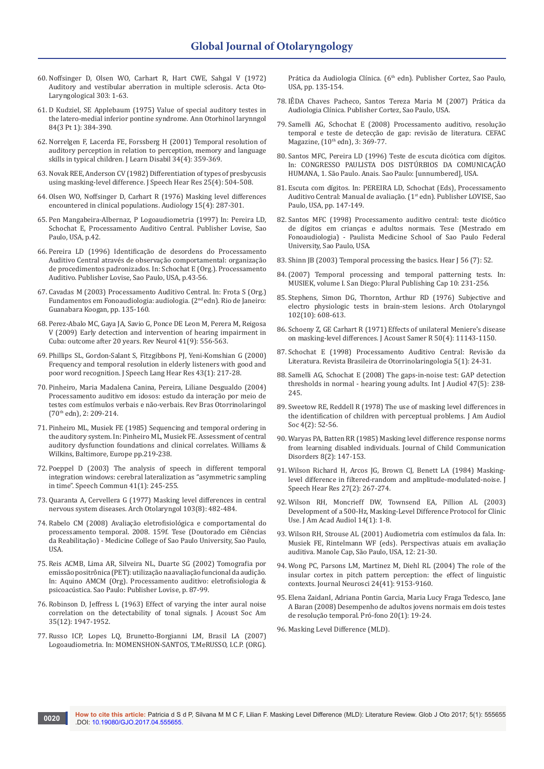60. Noffsinger D, Olsen WO, Carhart R, Hart CWE, Sahgal V (1972) Auditory and vestibular aberration in multiple sclerosis. Acta Oto-Laryngological 303: 1-63.
61. D Kudziel, SE Applebaum (1975) Value of special auditory testes in the latero-medial inferior pontine syndrome. Ann Otorhinol larynngol 84(3 Pt 1): 384-390.
62. Norrelgen F, Lacerda FE, Forssberg H (2001) Temporal resolution of auditory perception in relation to perception, memory and language skills in typical children. J Learn Disabil 34(4): 359-369.
63. Novak REE, Anderson CV (1982) Differentiation of types of presbycusis using masking-level difference. J Speech Hear Res 25(4): 504-508.
64. Olsen WO, Noffsinger D, Carhart R (1976) Masking level differences encountered in clinical populations. Audiology 15(4): 287-301.
65. Pen Mangabeira-Albernaz, P Logoaudiometria (1997) In: Pereira LD, Schochat E, Processamento Auditivo Central. Publisher Lovise, Sao Paulo, USA, p.42.
66. Pereira LD (1996) Identificação de desordens do Processamento Auditivo Central através de observação comportamental: organização de procedimentos padronizados. In: Schochat E (Org.). Processamento Auditivo. Publisher Lovise, Sao Paulo, USA, p.43-56.
67. Cavadas M (2003) Processamento Auditivo Central. In: Frota S (Org.) Fundamentos em Fonoaudiologia: audiologia. (2nd edn). Rio de Janeiro: Guanabara Koogan, pp. 135-160.
68. Perez-Abalo MC, Gaya JA, Savio G, Ponce DE Leon M, Perera M, Reigosa V (2009) Early detection and intervention of hearing impairment in Cuba: outcome after 20 years. Rev Neurol 41(9): 556-563.
69. Phillips SL, Gordon-Salant S, Fitzgibbons PJ, Yeni-Komshian G (2000) Frequency and temporal resolution in elderly listeners with good and poor word recognition. J Speech Lang Hear Res 43(1): 217-28.
70. Pinheiro, Maria Madalena Canina, Pereira, Liliane Desgualdo (2004) Processamento auditivo em idosos: estudo da interação por meio de testes com estímulos verbais e não-verbais. Rev Bras Otorrinolaringol (70th edn), 2: 209-214.
71. Pinheiro ML, Musiek FE (1985) Sequencing and temporal ordering in the auditory system. In: Pinheiro ML, Musiek FE. Assessment of central auditory dysfunction foundations and clinical correlates. Williams & Wilkins, Baltimore, Europe pp.219-238.
72. Poeppel D (2003) The analysis of speech in different temporal integration windows: cerebral lateralization as "asymmetric sampling in time". Speech Commun 41(1): 245-255.
73. Quaranta A, Cervellera G (1977) Masking level differences in central nervous system diseases. Arch Otolaryngol 103(8): 482-484.
74. Rabelo CM (2008) Avaliação eletrofisiológica e comportamental do processamento temporal. 2008. 159f. Tese (Doutorado em Ciências da Reabilitação) - Medicine College of Sao Paulo University, Sao Paulo, USA.
75. Reis ACMB, Lima AR, Silveira NL, Duarte SG (2002) Tomografia por emissão positrônica (PET): utilização na avaliação funcional da audição. In: Aquino AMCM (Org). Processamento auditivo: eletrofisiologia & psicoacústica. Sao Paulo: Publisher Lovise, p. 87-99.
76. Robinson D, Jeffress L (1963) Effect of varying the inter aural noise correlation on the detectability of tonal signals. J Acoust Soc Am 35(12): 1947-1952.
77. Russo ICP, Lopes LQ, Brunetto-Borgianni LM, Brasil LA (2007) Logoaudiometria. In: MOMENSHON-SANTOS, T.MeRUSSO, I.C.P. (ORG). Prática da Audiologia Clínica. (6th edn). Publisher Cortez, Sao Paulo, USA, pp. 135-154.
78. IÊDA Chaves Pacheco, Santos Tereza Maria M (2007) Prática da Audiologia Clínica. Publisher Cortez, Sao Paulo, USA.
79. Samelli AG, Schochat E (2008) Processamento auditivo, resolução temporal e teste de detecção de gap: revisão de literatura. CEFAC Magazine, (10th edn), 3: 369-77.
80. Santos MFC, Pereira LD (1996) Teste de escuta dicótica com dígitos. In: CONGRESSO PAULISTA DOS DISTÚRBIOS DA COMUNICAÇÃO HUMANA, 1. São Paulo. Anais. Sao Paulo: [unnumbered], USA.
81. Escuta com dígitos. In: PEREIRA LD, Schochat (Eds), Processamento Auditivo Central: Manual de avaliação. (1st edn). Publisher LOVISE, Sao Paulo, USA, pp. 147-149.
82. Santos MFC (1998) Processamento auditivo central: teste dicótico de dígitos em crianças e adultos normais. Tese (Mestrado em Fonoaudiologia) - Paulista Medicine School of Sao Paulo Federal University, Sao Paulo, USA.
83. Shinn JB (2003) Temporal processing the basics. Hear J 56 (7): 52.
84. (2007) Temporal processing and temporal patterning tests. In: MUSIEK, volume I. San Diego: Plural Publishing Cap 10: 231-256.
85. Stephens, Simon DG, Thornton, Arthur RD (1976) Subjective and electro physiologic tests in brain-stem lesions. Arch Otolaryngol 102(10): 608-613.
86. Schoeny Z, GE Carhart R (1971) Effects of unilateral Meniere's disease on masking-level differences. J Acoust Samer R 50(4): 11143-1150.
87. Schochat E (1998) Processamento Auditivo Central: Revisão da Literatura. Revista Brasileira de Otorrinolaringologia 5(1): 24-31.
88. Samelli AG, Schochat E (2008) The gaps-in-noise test: GAP detection thresholds in normal - hearing young adults. Int J Audiol 47(5): 238-245.
89. Sweetow RE, Reddell R (1978) The use of masking level differences in the identification of children with perceptual problems. J Am Audiol Soc 4(2): 52-56.
90. Waryas PA, Batten RR (1985) Masking level difference response norms from learning disabled individuals. Journal of Child Communication Disorders 8(2): 147-153.
91. Wilson Richard H, Arcos JG, Brown CJ, Benett LA (1984) Masking-level difference in filtered-random and amplitude-modulated-noise. J Speech Hear Res 27(2): 267-274.
92. Wilson RH, Moncrieff DW, Townsend EA, Pillion AL (2003) Development of a 500-Hz, Masking-Level Difference Protocol for Clinic Use. J Am Acad Audiol 14(1): 1-8.
93. Wilson RH, Strouse AL (2001) Audiometria com estímulos da fala. In: Musiek FE, Rintelmann WF (eds). Perspectivas atuais em avaliação auditiva. Manole Cap, São Paulo, USA, 12: 21-30.
94. Wong PC, Parsons LM, Martinez M, Diehl RL (2004) The role of the insular cortex in pitch pattern perception: the effect of linguistic contexts. Journal Neurosci 24(41): 9153-9160.
95. Elena ZaidanI, Adriana Pontin Garcia, Maria Lucy Fraga Tedesco, Jane A Baran (2008) Desempenho de adultos jovens normais em dois testes de resolução temporal. Pró-fono 20(1): 19-24.
96. Masking Level Difference (MLD).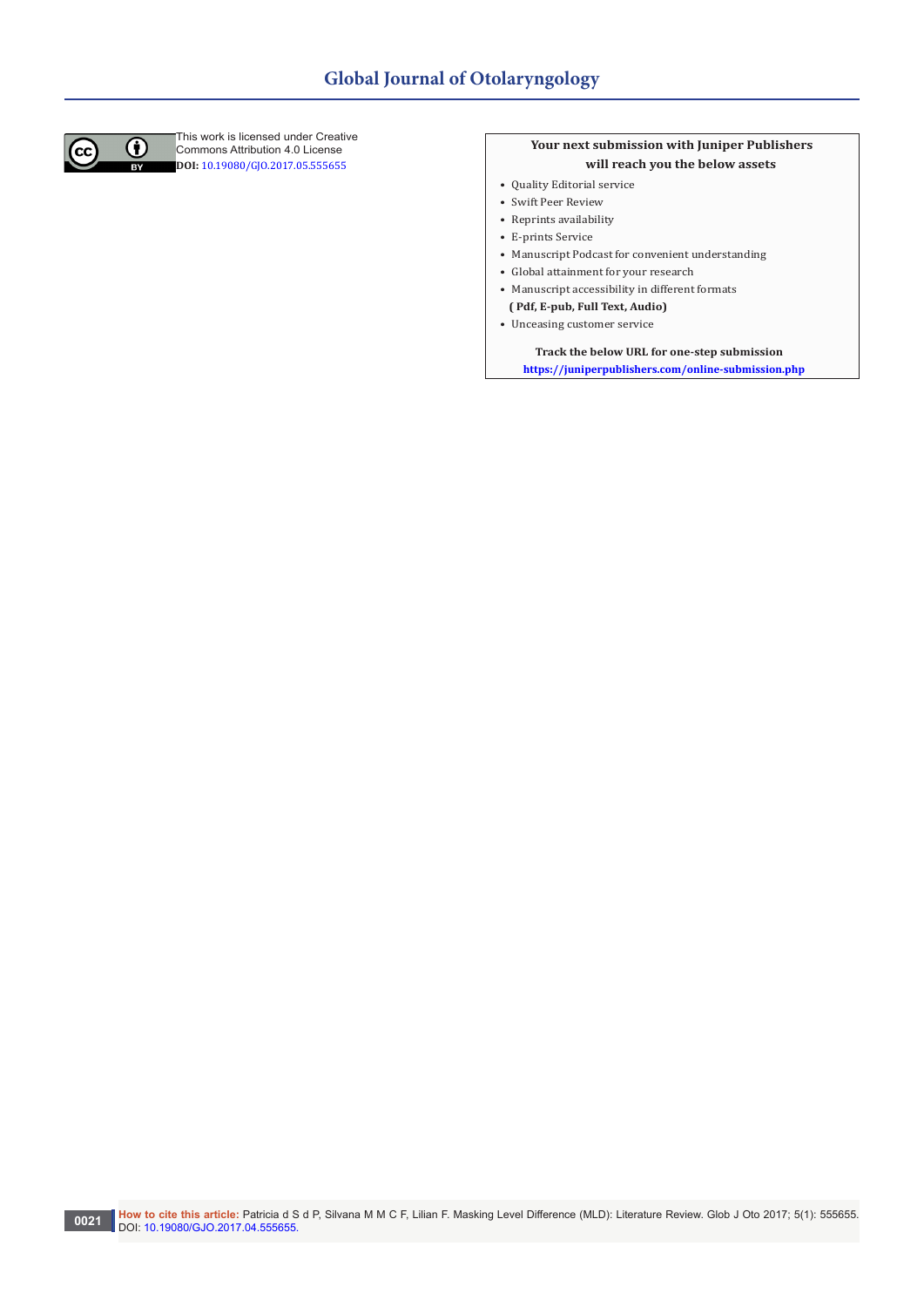This work is licensed under Creative Commons Attribution 4.0 License
**DOI:** 10.19080/GJO.2017.05.555655

**Your next submission with Juniper Publishers will reach you the below assets**

- Quality Editorial service
- Swift Peer Review
- Reprints availability
- E-prints Service
- Manuscript Podcast for convenient understanding
- Global attainment for your research
- Manuscript accessibility in different formats

  **( Pdf, E-pub, Full Text, Audio)**
- Unceasing customer service

**Track the below URL for one-step submission**
**https://juniperpublishers.com/online-submission.php**

**How to cite this article:** Patricia d S d P, Silvana M M C F, Lilian F. Masking Level Difference (MLD): Literature Review. Glob J Oto 2017; 5(1): 555655. DOI: 10.19080/GJO.2017.04.555655.